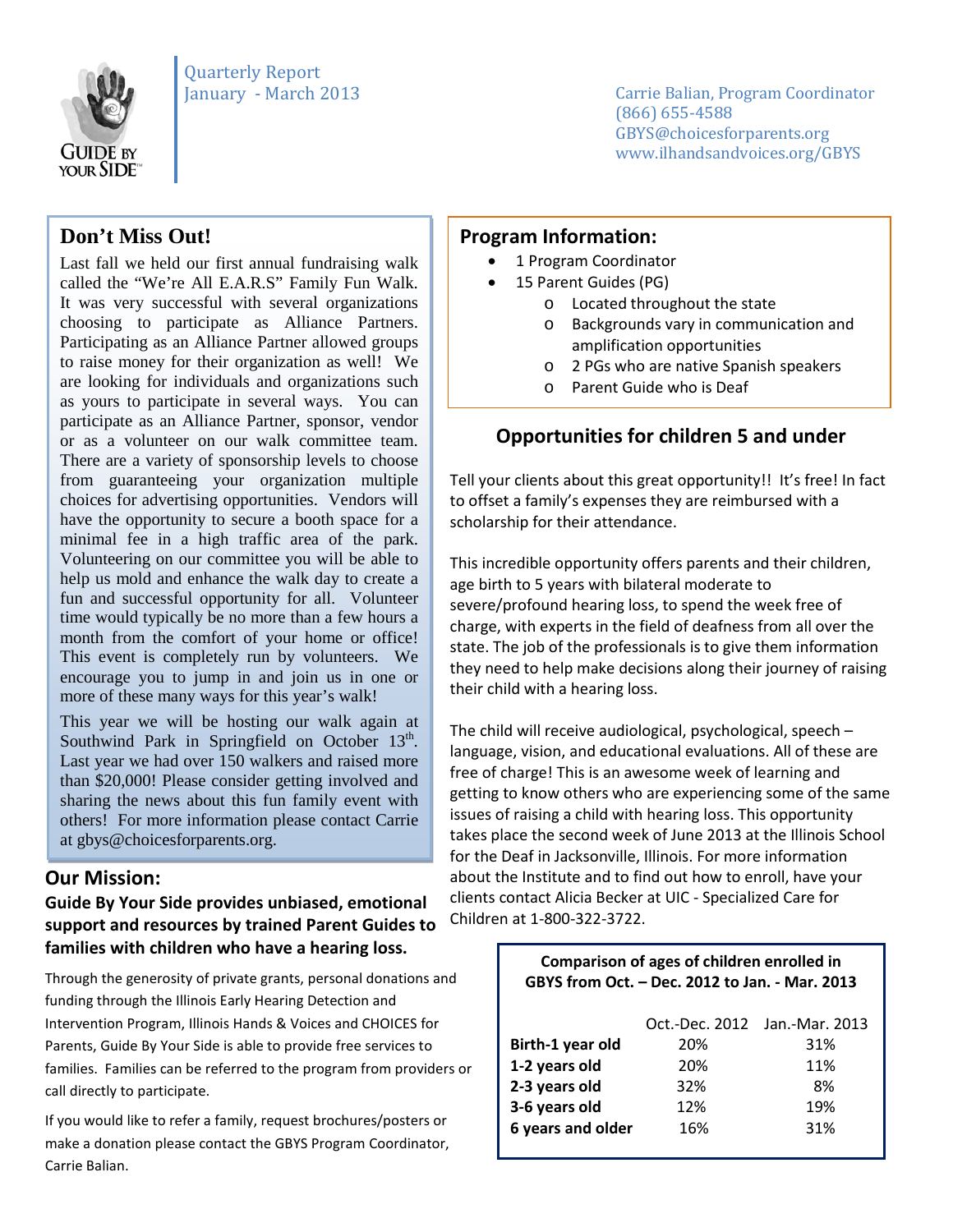GUIDE BY YOUR SIDE™

Quarterly Report
January - March 2013

Carrie Balian, Program Coordinator
(866) 655-4588
GBYS@choicesforparents.org
www.ilhandsandvoices.org/GBYS

## Don't Miss Out!

Last fall we held our first annual fundraising walk called the "We're All E.A.R.S" Family Fun Walk. It was very successful with several organizations choosing to participate as Alliance Partners. Participating as an Alliance Partner allowed groups to raise money for their organization as well! We are looking for individuals and organizations such as yours to participate in several ways. You can participate as an Alliance Partner, sponsor, vendor or as a volunteer on our walk committee team. There are a variety of sponsorship levels to choose from guaranteeing your organization multiple choices for advertising opportunities. Vendors will have the opportunity to secure a booth space for a minimal fee in a high traffic area of the park. Volunteering on our committee you will be able to help us mold and enhance the walk day to create a fun and successful opportunity for all. Volunteer time would typically be no more than a few hours a month from the comfort of your home or office! This event is completely run by volunteers. We encourage you to jump in and join us in one or more of these many ways for this year's walk!

This year we will be hosting our walk again at Southwind Park in Springfield on October 13th. Last year we had over 150 walkers and raised more than $20,000! Please consider getting involved and sharing the news about this fun family event with others! For more information please contact Carrie at gbys@choicesforparents.org.

## Our Mission:

**Guide By Your Side provides unbiased, emotional support and resources by trained Parent Guides to families with children who have a hearing loss.**

Through the generosity of private grants, personal donations and funding through the Illinois Early Hearing Detection and Intervention Program, Illinois Hands & Voices and CHOICES for Parents, Guide By Your Side is able to provide free services to families. Families can be referred to the program from providers or call directly to participate.

If you would like to refer a family, request brochures/posters or make a donation please contact the GBYS Program Coordinator, Carrie Balian.

## Program Information:

- 1 Program Coordinator
- 15 Parent Guides (PG)
  - Located throughout the state
  - Backgrounds vary in communication and amplification opportunities
  - 2 PGs who are native Spanish speakers
  - Parent Guide who is Deaf

## Opportunities for children 5 and under

Tell your clients about this great opportunity!! It's free! In fact to offset a family's expenses they are reimbursed with a scholarship for their attendance.

This incredible opportunity offers parents and their children, age birth to 5 years with bilateral moderate to severe/profound hearing loss, to spend the week free of charge, with experts in the field of deafness from all over the state. The job of the professionals is to give them information they need to help make decisions along their journey of raising their child with a hearing loss.

The child will receive audiological, psychological, speech – language, vision, and educational evaluations. All of these are free of charge! This is an awesome week of learning and getting to know others who are experiencing some of the same issues of raising a child with hearing loss. This opportunity takes place the second week of June 2013 at the Illinois School for the Deaf in Jacksonville, Illinois. For more information about the Institute and to find out how to enroll, have your clients contact Alicia Becker at UIC - Specialized Care for Children at 1-800-322-3722.

**Comparison of ages of children enrolled in GBYS from Oct. – Dec. 2012 to Jan. - Mar. 2013**

| | Oct.-Dec. 2012 | Jan.-Mar. 2013 |
|---|---|---|
| **Birth-1 year old** | 20% | 31% |
| **1-2 years old** | 20% | 11% |
| **2-3 years old** | 32% | 8% |
| **3-6 years old** | 12% | 19% |
| **6 years and older** | 16% | 31% |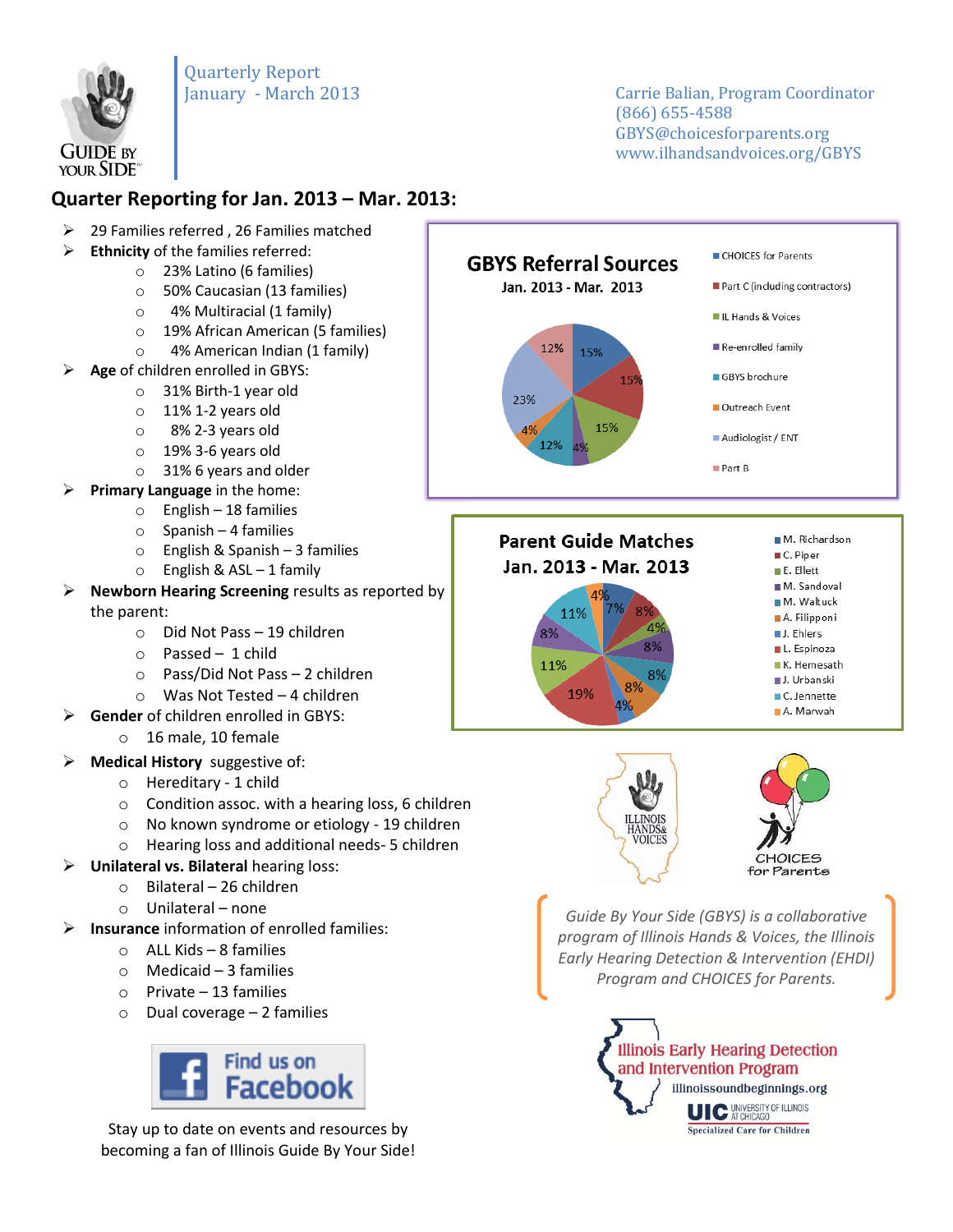Quarterly Report
January - March 2013

Carrie Balian, Program Coordinator
(866) 655-4588
GBYS@choicesforparents.org
www.ilhandsandvoices.org/GBYS

## Quarter Reporting for Jan. 2013 – Mar. 2013:

- 29 Families referred , 26 Families matched
- **Ethnicity** of the families referred:
  - 23% Latino (6 families)
  - 50% Caucasian (13 families)
  - 4% Multiracial (1 family)
  - 19% African American (5 families)
  - 4% American Indian (1 family)
- **Age** of children enrolled in GBYS:
  - 31% Birth-1 year old
  - 11% 1-2 years old
  - 8% 2-3 years old
  - 19% 3-6 years old
  - 31% 6 years and older
- **Primary Language** in the home:
  - English – 18 families
  - Spanish – 4 families
  - English & Spanish – 3 families
  - English & ASL – 1 family
- **Newborn Hearing Screening** results as reported by the parent:
  - Did Not Pass – 19 children
  - Passed – 1 child
  - Pass/Did Not Pass – 2 children
  - Was Not Tested – 4 children
- **Gender** of children enrolled in GBYS:
  - 16 male, 10 female
- **Medical History** suggestive of:
  - Hereditary - 1 child
  - Condition assoc. with a hearing loss, 6 children
  - No known syndrome or etiology - 19 children
  - Hearing loss and additional needs- 5 children
- **Unilateral vs. Bilateral** hearing loss:
  - Bilateral – 26 children
  - Unilateral – none
- **Insurance** information of enrolled families:
  - ALL Kids – 8 families
  - Medicaid – 3 families
  - Private – 13 families
  - Dual coverage – 2 families

**GBYS Referral Sources**
Jan. 2013 - Mar. 2013

15%
15%
15%
4%
12%
4%
23%
12%

CHOICES for Parents
Part C (including contractors)
IL Hands & Voices
Re-enrolled family
GBYS brochure
Outreach Event
Audiologist / ENT
Part B

**Parent Guide Matches**
Jan. 2013 - Mar. 2013

7%
8%
4%
8%
8%
8%
4%
19%
11%
8%
11%
4%

M. Richardson
C. Piper
E. Ellett
M. Sandoval
M. Waltuck
A. Filipponi
J. Ehlers
L. Espinoza
K. Hemesath
J. Urbanski
C. Jennette
A. Marwah

ILLINOIS HANDS & VOICES

CHOICES for Parents

*Guide By Your Side (GBYS) is a collaborative program of Illinois Hands & Voices, the Illinois Early Hearing Detection & Intervention (EHDI) Program and CHOICES for Parents.*

Find us on Facebook

Stay up to date on events and resources by becoming a fan of Illinois Guide By Your Side!

Illinois Early Hearing Detection and Intervention Program
illinoissoundbeginnings.org
UIC University of Illinois at Chicago
Specialized Care for Children